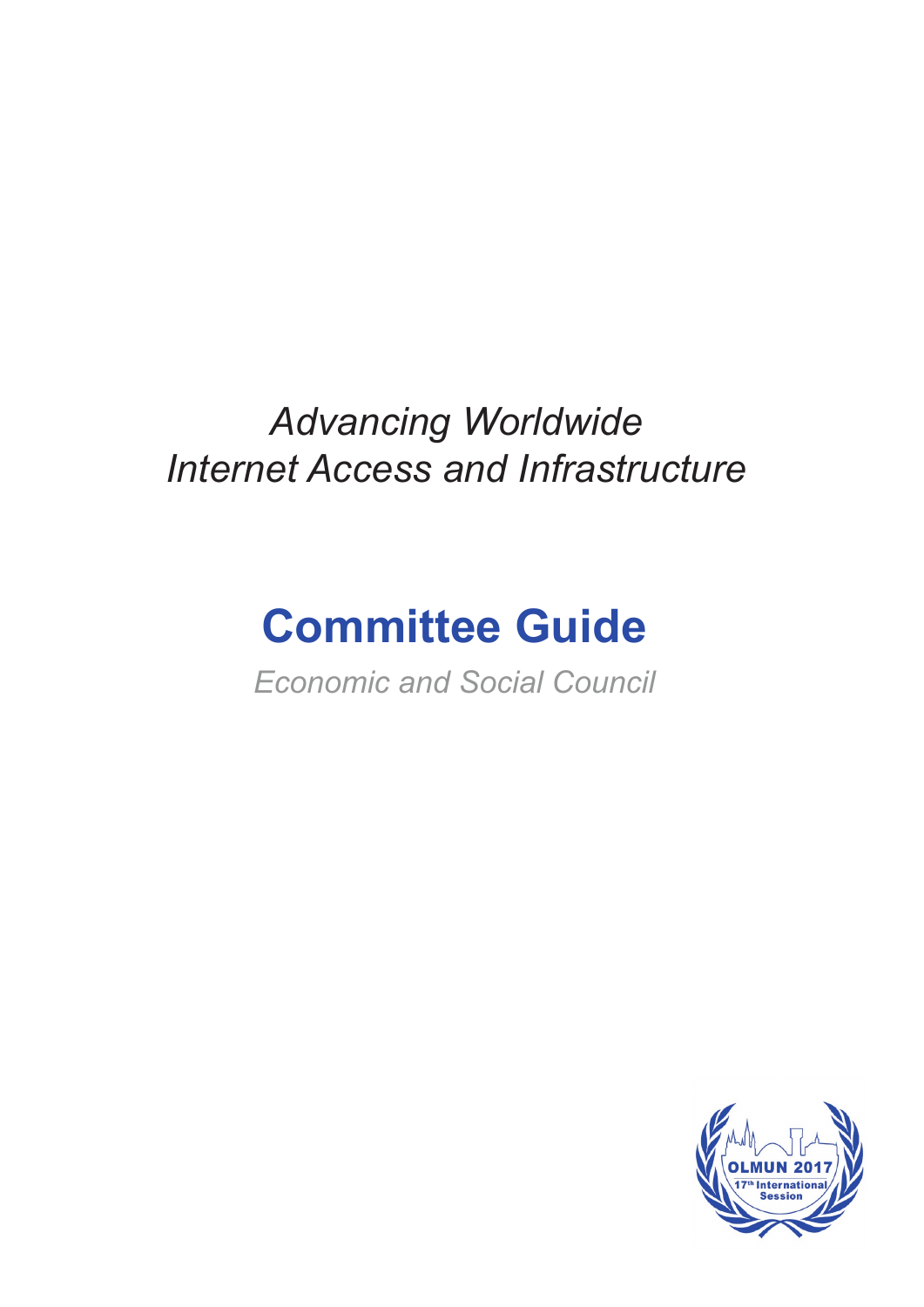*Advancing Worldwide*
*Internet Access and Infrastructure*

# Committee Guide

*Economic and Social Council*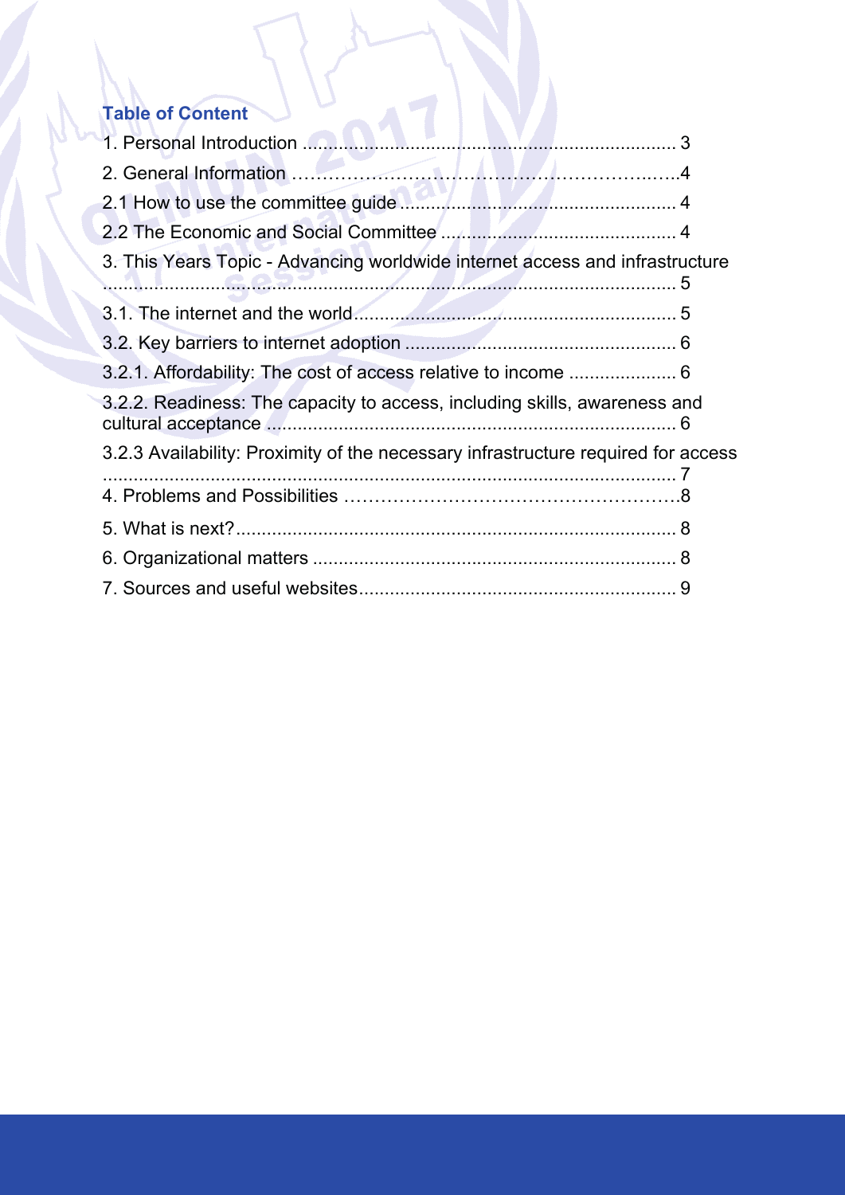## Table of Content

1. Personal Introduction ........................................................................ 3
2. General Information ……………………………………………………..…..4
2.1 How to use the committee guide ...................................................... 4
2.2 The Economic and Social Committee ............................................. 4
3. This Years Topic - Advancing worldwide internet access and infrastructure ................................................................................................................ 5
3.1. The internet and the world............................................................... 5
3.2. Key barriers to internet adoption .................................................... 6
3.2.1. Affordability: The cost of access relative to income ..................... 6
3.2.2. Readiness: The capacity to access, including skills, awareness and cultural acceptance ................................................................................ 6
3.2.3 Availability: Proximity of the necessary infrastructure required for access ................................................................................................................ 7
4. Problems and Possibilities ……………………………………………….8
5. What is next?...................................................................................... 8
6. Organizational matters ...................................................................... 8
7. Sources and useful websites............................................................. 9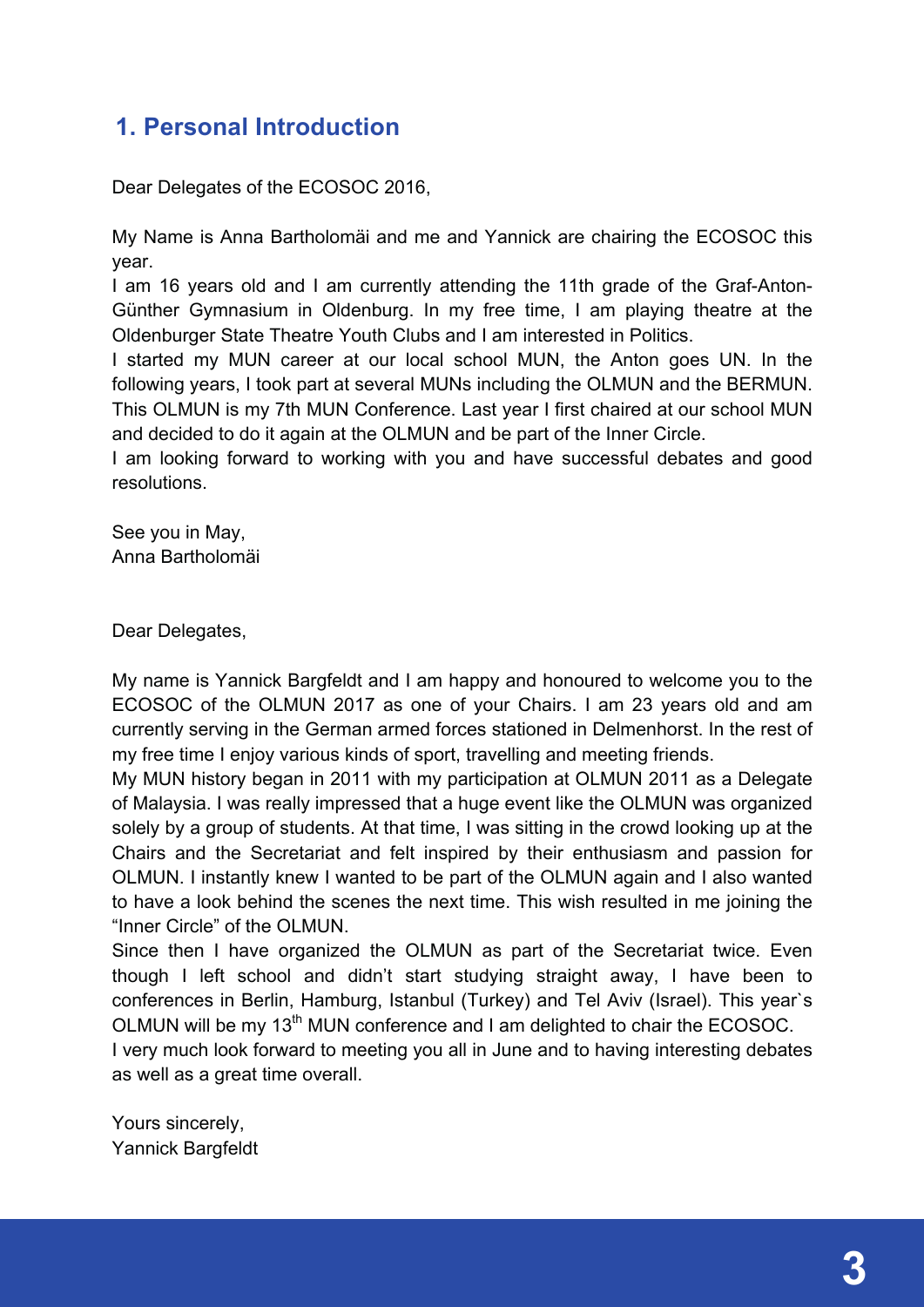## 1. Personal Introduction

Dear Delegates of the ECOSOC 2016,

My Name is Anna Bartholomäi and me and Yannick are chairing the ECOSOC this year.
I am 16 years old and I am currently attending the 11th grade of the Graf-Anton-Günther Gymnasium in Oldenburg. In my free time, I am playing theatre at the Oldenburger State Theatre Youth Clubs and I am interested in Politics.
I started my MUN career at our local school MUN, the Anton goes UN. In the following years, I took part at several MUNs including the OLMUN and the BERMUN. This OLMUN is my 7th MUN Conference. Last year I first chaired at our school MUN and decided to do it again at the OLMUN and be part of the Inner Circle.
I am looking forward to working with you and have successful debates and good resolutions.

See you in May,
Anna Bartholomäi

Dear Delegates,

My name is Yannick Bargfeldt and I am happy and honoured to welcome you to the ECOSOC of the OLMUN 2017 as one of your Chairs. I am 23 years old and am currently serving in the German armed forces stationed in Delmenhorst. In the rest of my free time I enjoy various kinds of sport, travelling and meeting friends.
My MUN history began in 2011 with my participation at OLMUN 2011 as a Delegate of Malaysia. I was really impressed that a huge event like the OLMUN was organized solely by a group of students. At that time, I was sitting in the crowd looking up at the Chairs and the Secretariat and felt inspired by their enthusiasm and passion for OLMUN. I instantly knew I wanted to be part of the OLMUN again and I also wanted to have a look behind the scenes the next time. This wish resulted in me joining the "Inner Circle" of the OLMUN.
Since then I have organized the OLMUN as part of the Secretariat twice. Even though I left school and didn't start studying straight away, I have been to conferences in Berlin, Hamburg, Istanbul (Turkey) and Tel Aviv (Israel). This year`s OLMUN will be my 13th MUN conference and I am delighted to chair the ECOSOC.
I very much look forward to meeting you all in June and to having interesting debates as well as a great time overall.

Yours sincerely,
Yannick Bargfeldt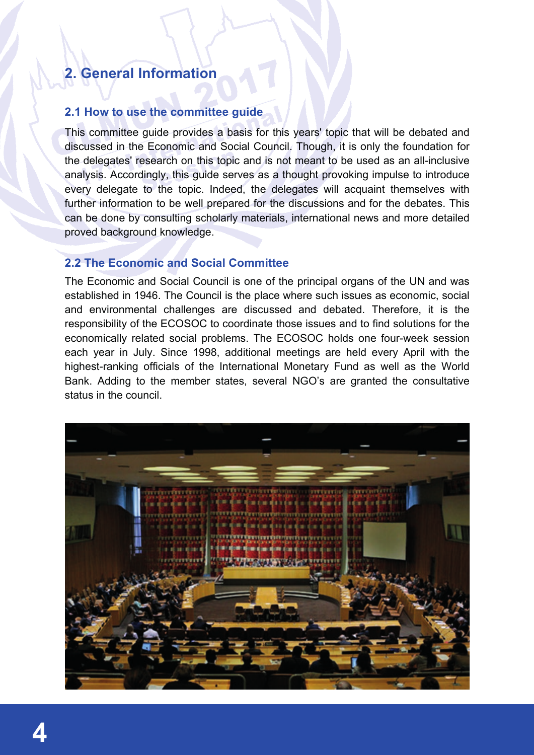# 2. General Information

## 2.1 How to use the committee guide

This committee guide provides a basis for this years' topic that will be debated and discussed in the Economic and Social Council. Though, it is only the foundation for the delegates' research on this topic and is not meant to be used as an all-inclusive analysis. Accordingly, this guide serves as a thought provoking impulse to introduce every delegate to the topic. Indeed, the delegates will acquaint themselves with further information to be well prepared for the discussions and for the debates. This can be done by consulting scholarly materials, international news and more detailed proved background knowledge.

## 2.2 The Economic and Social Committee

The Economic and Social Council is one of the principal organs of the UN and was established in 1946. The Council is the place where such issues as economic, social and environmental challenges are discussed and debated. Therefore, it is the responsibility of the ECOSOC to coordinate those issues and to find solutions for the economically related social problems. The ECOSOC holds one four-week session each year in July. Since 1998, additional meetings are held every April with the highest-ranking officials of the International Monetary Fund as well as the World Bank. Adding to the member states, several NGO's are granted the consultative status in the council.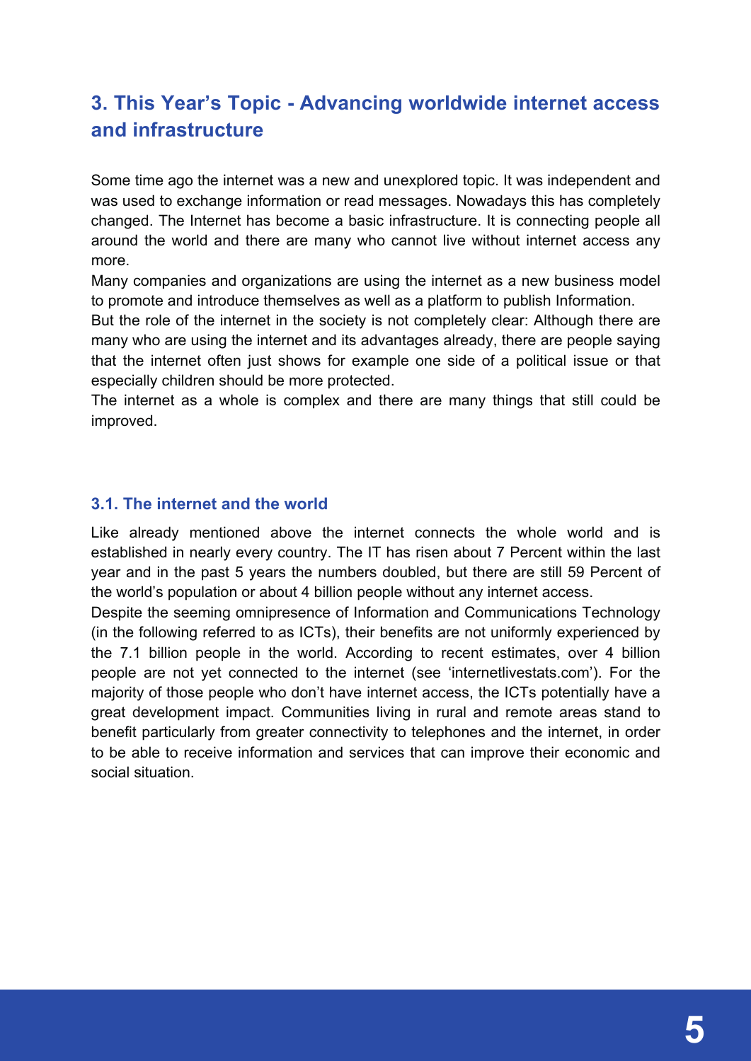## 3. This Year's Topic - Advancing worldwide internet access and infrastructure

Some time ago the internet was a new and unexplored topic. It was independent and was used to exchange information or read messages. Nowadays this has completely changed. The Internet has become a basic infrastructure. It is connecting people all around the world and there are many who cannot live without internet access any more.

Many companies and organizations are using the internet as a new business model to promote and introduce themselves as well as a platform to publish Information.

But the role of the internet in the society is not completely clear: Although there are many who are using the internet and its advantages already, there are people saying that the internet often just shows for example one side of a political issue or that especially children should be more protected.

The internet as a whole is complex and there are many things that still could be improved.

### 3.1. The internet and the world

Like already mentioned above the internet connects the whole world and is established in nearly every country. The IT has risen about 7 Percent within the last year and in the past 5 years the numbers doubled, but there are still 59 Percent of the world's population or about 4 billion people without any internet access.

Despite the seeming omnipresence of Information and Communications Technology (in the following referred to as ICTs), their benefits are not uniformly experienced by the 7.1 billion people in the world. According to recent estimates, over 4 billion people are not yet connected to the internet (see 'internetlivestats.com'). For the majority of those people who don't have internet access, the ICTs potentially have a great development impact. Communities living in rural and remote areas stand to benefit particularly from greater connectivity to telephones and the internet, in order to be able to receive information and services that can improve their economic and social situation.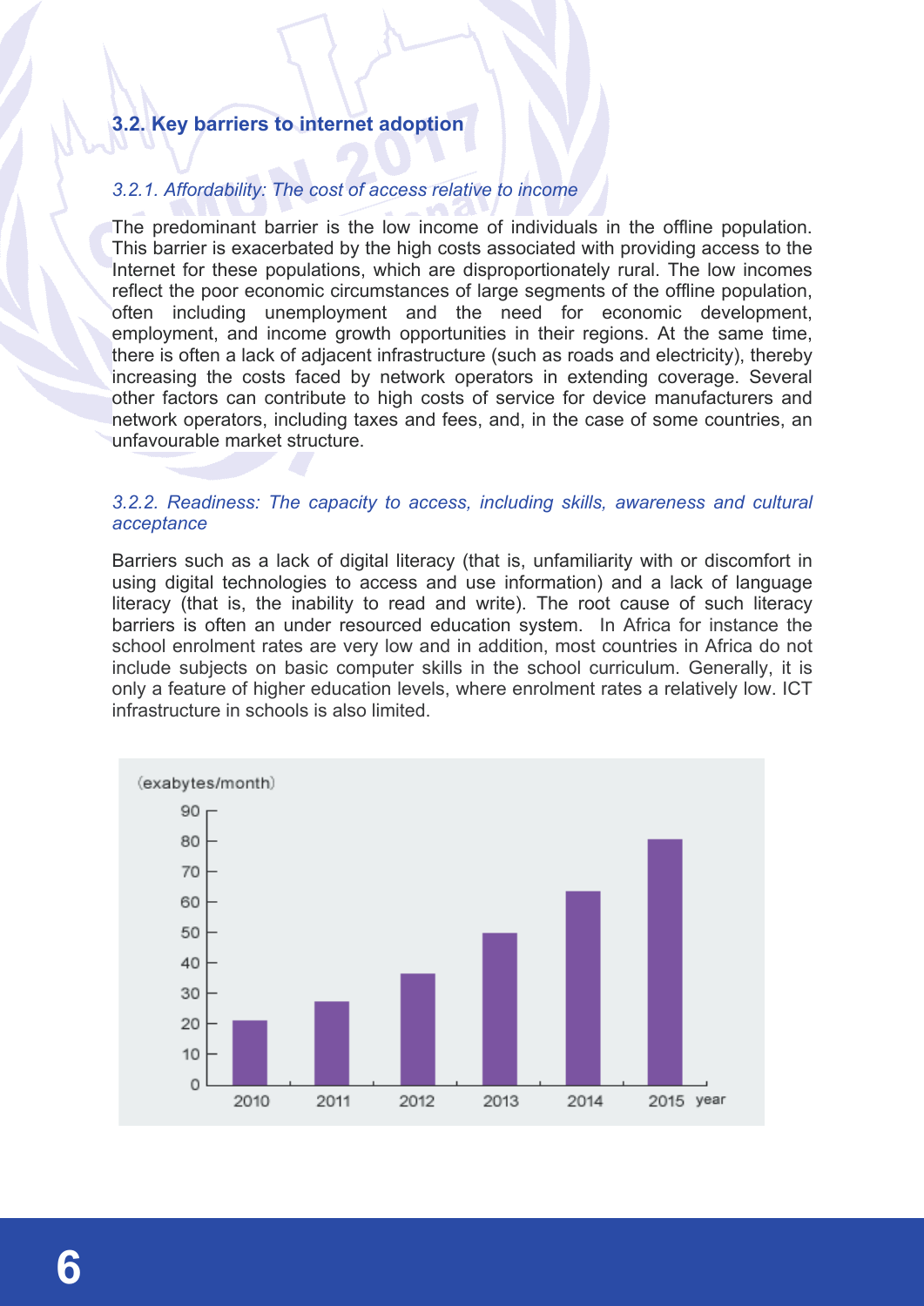## 3.2. Key barriers to internet adoption

### *3.2.1. Affordability: The cost of access relative to income*

The predominant barrier is the low income of individuals in the offline population. This barrier is exacerbated by the high costs associated with providing access to the Internet for these populations, which are disproportionately rural. The low incomes reflect the poor economic circumstances of large segments of the offline population, often including unemployment and the need for economic development, employment, and income growth opportunities in their regions. At the same time, there is often a lack of adjacent infrastructure (such as roads and electricity), thereby increasing the costs faced by network operators in extending coverage. Several other factors can contribute to high costs of service for device manufacturers and network operators, including taxes and fees, and, in the case of some countries, an unfavourable market structure.

### *3.2.2. Readiness: The capacity to access, including skills, awareness and cultural acceptance*

Barriers such as a lack of digital literacy (that is, unfamiliarity with or discomfort in using digital technologies to access and use information) and a lack of language literacy (that is, the inability to read and write). The root cause of such literacy barriers is often an under resourced education system. In Africa for instance the school enrolment rates are very low and in addition, most countries in Africa do not include subjects on basic computer skills in the school curriculum. Generally, it is only a feature of higher education levels, where enrolment rates a relatively low. ICT infrastructure in schools is also limited.

(exabytes/month)

| year | 2010 | 2011 | 2012 | 2013 | 2014 | 2015 |
|---|---|---|---|---|---|---|
| exabytes/month | ~21 | ~27 | ~37 | ~50 | ~64 | ~81 |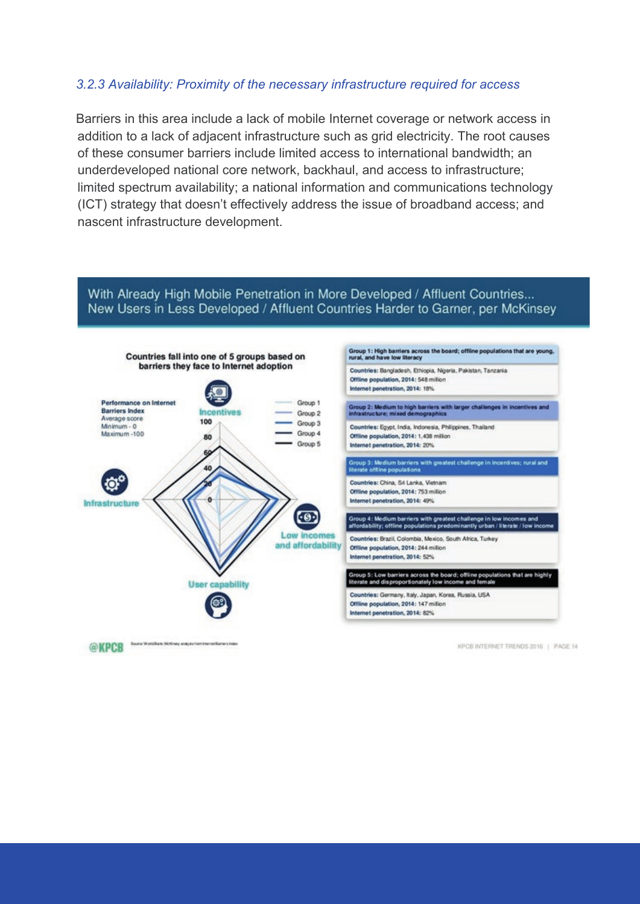### 3.2.3 Availability: Proximity of the necessary infrastructure required for access

Barriers in this area include a lack of mobile Internet coverage or network access in addition to a lack of adjacent infrastructure such as grid electricity. The root causes of these consumer barriers include limited access to international bandwidth; an underdeveloped national core network, backhaul, and access to infrastructure; limited spectrum availability; a national information and communications technology (ICT) strategy that doesn't effectively address the issue of broadband access; and nascent infrastructure development.

**With Already High Mobile Penetration in More Developed / Affluent Countries... New Users in Less Developed / Affluent Countries Harder to Garner, per McKinsey**

**Countries fall into one of 5 groups based on barriers they face to Internet adoption**

Performance on Internet Barriers Index
Average score
Minimum - 0
Maximum - 100

Axes: Incentives; Low incomes and affordability; User capability; Infrastructure

Legend: Group 1; Group 2; Group 3; Group 4; Group 5

**Group 1: High barriers across the board; offline populations that are young, rural, and have low literacy**
Countries: Bangladesh, Ethiopia, Nigeria, Pakistan, Tanzania
Offline population, 2014: 548 million
Internet penetration, 2014: 18%

**Group 2: Medium to high barriers with larger challenges in incentives and infrastructure; mixed demographics**
Countries: Egypt, India, Indonesia, Philippines, Thailand
Offline population, 2014: 1,438 million
Internet penetration, 2014: 20%

**Group 3: Medium barriers with greatest challenge in incentives; rural and literate offline populations**
Countries: China, Sri Lanka, Vietnam
Offline population, 2014: 753 million
Internet penetration, 2014: 49%

**Group 4: Medium barriers with greatest challenge in low incomes and affordability; offline populations predominantly urban / literate / low income**
Countries: Brazil, Colombia, Mexico, South Africa, Turkey
Offline population, 2014: 244 million
Internet penetration, 2014: 52%

**Group 5: Low barriers across the board; offline populations that are highly literate and disproportionately low income and female**
Countries: Germany, Italy, Japan, Korea, Russia, USA
Offline population, 2014: 147 million
Internet penetration, 2014: 82%

@KPCB Source: WorldBank; McKinsey analysis from Internet Barriers Index

KPCB INTERNET TRENDS 2016 | PAGE 14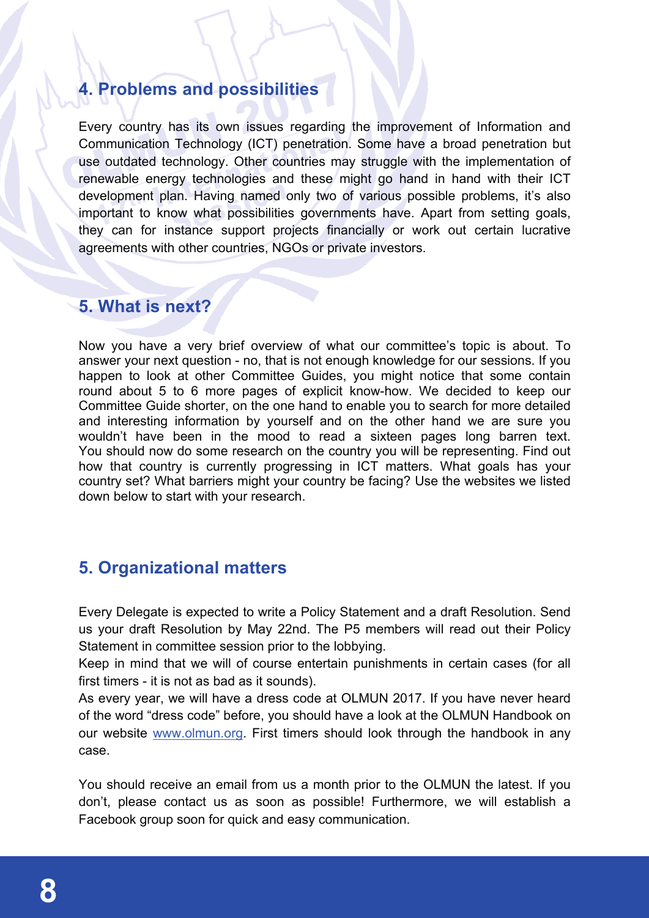## 4. Problems and possibilities

Every country has its own issues regarding the improvement of Information and Communication Technology (ICT) penetration. Some have a broad penetration but use outdated technology. Other countries may struggle with the implementation of renewable energy technologies and these might go hand in hand with their ICT development plan. Having named only two of various possible problems, it's also important to know what possibilities governments have. Apart from setting goals, they can for instance support projects financially or work out certain lucrative agreements with other countries, NGOs or private investors.

## 5. What is next?

Now you have a very brief overview of what our committee's topic is about. To answer your next question - no, that is not enough knowledge for our sessions. If you happen to look at other Committee Guides, you might notice that some contain round about 5 to 6 more pages of explicit know-how. We decided to keep our Committee Guide shorter, on the one hand to enable you to search for more detailed and interesting information by yourself and on the other hand we are sure you wouldn't have been in the mood to read a sixteen pages long barren text. You should now do some research on the country you will be representing. Find out how that country is currently progressing in ICT matters. What goals has your country set? What barriers might your country be facing? Use the websites we listed down below to start with your research.

## 5. Organizational matters

Every Delegate is expected to write a Policy Statement and a draft Resolution. Send us your draft Resolution by May 22nd. The P5 members will read out their Policy Statement in committee session prior to the lobbying.

Keep in mind that we will of course entertain punishments in certain cases (for all first timers - it is not as bad as it sounds).

As every year, we will have a dress code at OLMUN 2017. If you have never heard of the word "dress code" before, you should have a look at the OLMUN Handbook on our website www.olmun.org. First timers should look through the handbook in any case.

You should receive an email from us a month prior to the OLMUN the latest. If you don't, please contact us as soon as possible! Furthermore, we will establish a Facebook group soon for quick and easy communication.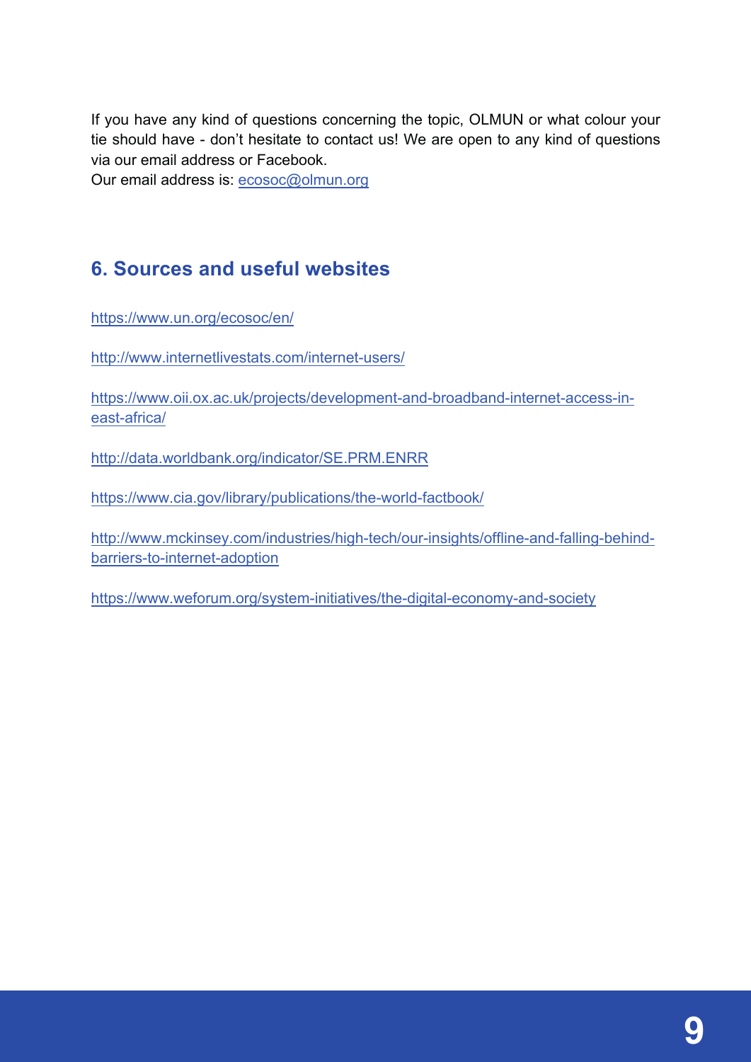If you have any kind of questions concerning the topic, OLMUN or what colour your tie should have - don't hesitate to contact us! We are open to any kind of questions via our email address or Facebook.
Our email address is: ecosoc@olmun.org

## 6. Sources and useful websites

https://www.un.org/ecosoc/en/

http://www.internetlivestats.com/internet-users/

https://www.oii.ox.ac.uk/projects/development-and-broadband-internet-access-in-east-africa/

http://data.worldbank.org/indicator/SE.PRM.ENRR

https://www.cia.gov/library/publications/the-world-factbook/

http://www.mckinsey.com/industries/high-tech/our-insights/offline-and-falling-behind-barriers-to-internet-adoption

https://www.weforum.org/system-initiatives/the-digital-economy-and-society